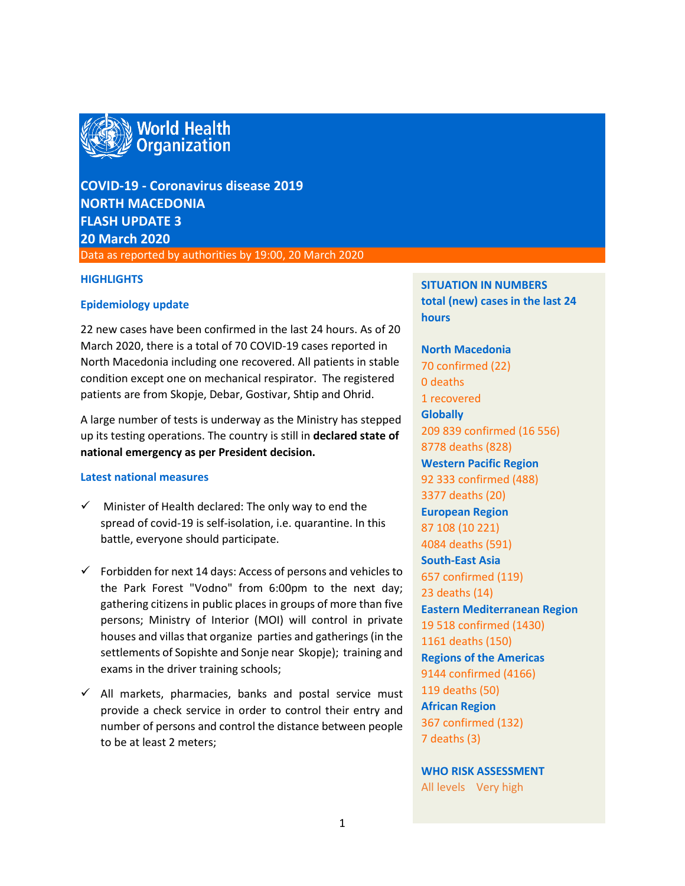World Health Organization

# COVID-19 - Coronavirus disease 2019
# NORTH MACEDONIA
# FLASH UPDATE 3
# 20 March 2020

Data as reported by authorities by 19:00, 20 March 2020

## HIGHLIGHTS

### Epidemiology update

22 new cases have been confirmed in the last 24 hours. As of 20 March 2020, there is a total of 70 COVID-19 cases reported in North Macedonia including one recovered. All patients in stable condition except one on mechanical respirator. The registered patients are from Skopje, Debar, Gostivar, Shtip and Ohrid.

A large number of tests is underway as the Ministry has stepped up its testing operations. The country is still in **declared state of national emergency as per President decision.**

### Latest national measures

- ✓ Minister of Health declared: The only way to end the spread of covid-19 is self-isolation, i.e. quarantine. In this battle, everyone should participate.
- ✓ Forbidden for next 14 days: Access of persons and vehicles to the Park Forest "Vodno" from 6:00pm to the next day; gathering citizens in public places in groups of more than five persons; Ministry of Interior (MOI) will control in private houses and villas that organize parties and gatherings (in the settlements of Sopishte and Sonje near Skopje); training and exams in the driver training schools;
- ✓ All markets, pharmacies, banks and postal service must provide a check service in order to control their entry and number of persons and control the distance between people to be at least 2 meters;

## SITUATION IN NUMBERS
**total (new) cases in the last 24 hours**

**North Macedonia**
70 confirmed (22)
0 deaths
1 recovered

**Globally**
209 839 confirmed (16 556)
8778 deaths (828)

**Western Pacific Region**
92 333 confirmed (488)
3377 deaths (20)

**European Region**
87 108 (10 221)
4084 deaths (591)

**South-East Asia**
657 confirmed (119)
23 deaths (14)

**Eastern Mediterranean Region**
19 518 confirmed (1430)
1161 deaths (150)

**Regions of the Americas**
9144 confirmed (4166)
119 deaths (50)

**African Region**
367 confirmed (132)
7 deaths (3)

**WHO RISK ASSESSMENT**
All levels Very high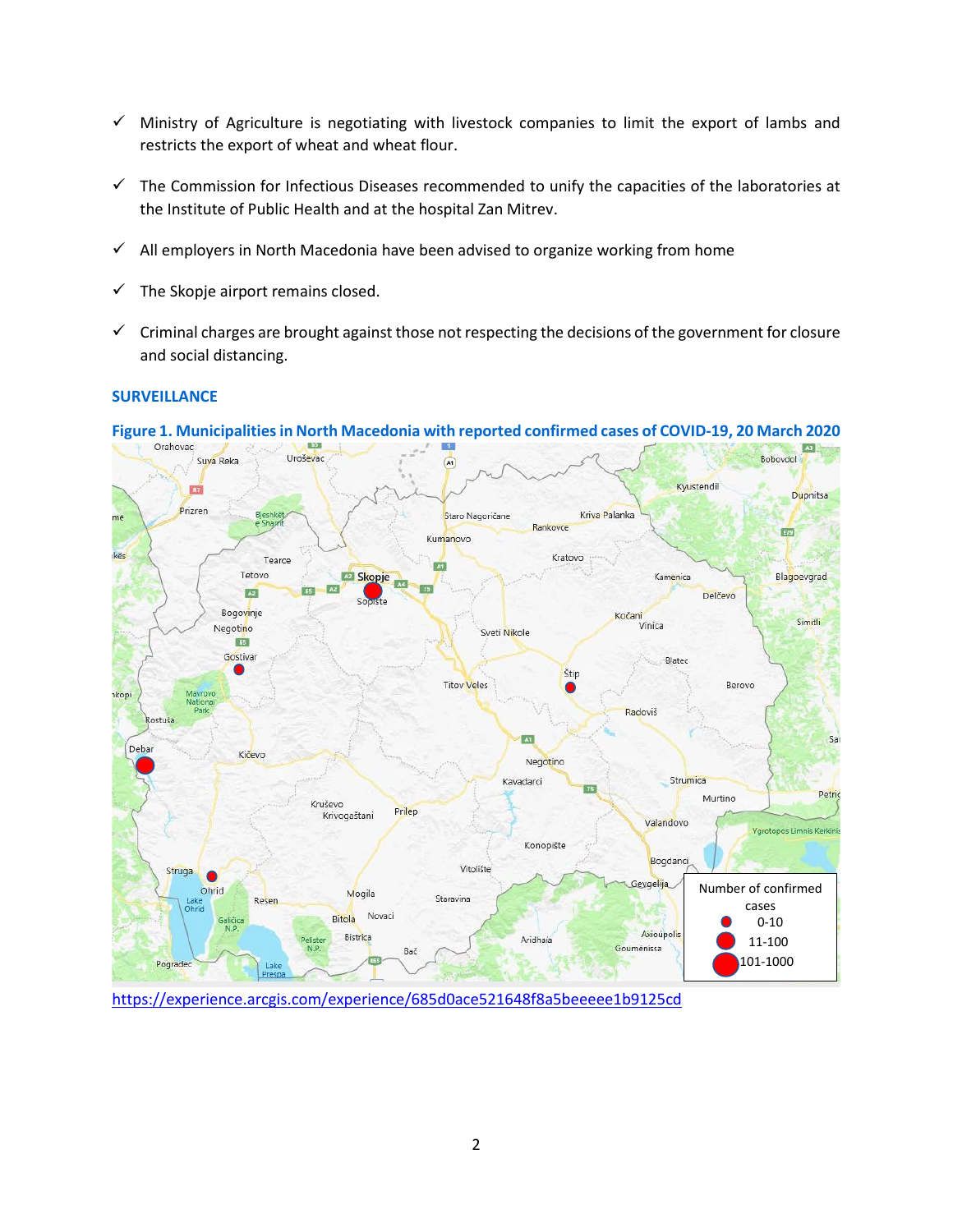- ✓ Ministry of Agriculture is negotiating with livestock companies to limit the export of lambs and restricts the export of wheat and wheat flour.
- ✓ The Commission for Infectious Diseases recommended to unify the capacities of the laboratories at the Institute of Public Health and at the hospital Zan Mitrev.
- ✓ All employers in North Macedonia have been advised to organize working from home
- ✓ The Skopje airport remains closed.
- ✓ Criminal charges are brought against those not respecting the decisions of the government for closure and social distancing.

## SURVEILLANCE

**Figure 1. Municipalities in North Macedonia with reported confirmed cases of COVID-19, 20 March 2020**

https://experience.arcgis.com/experience/685d0ace521648f8a5beeeee1b9125cd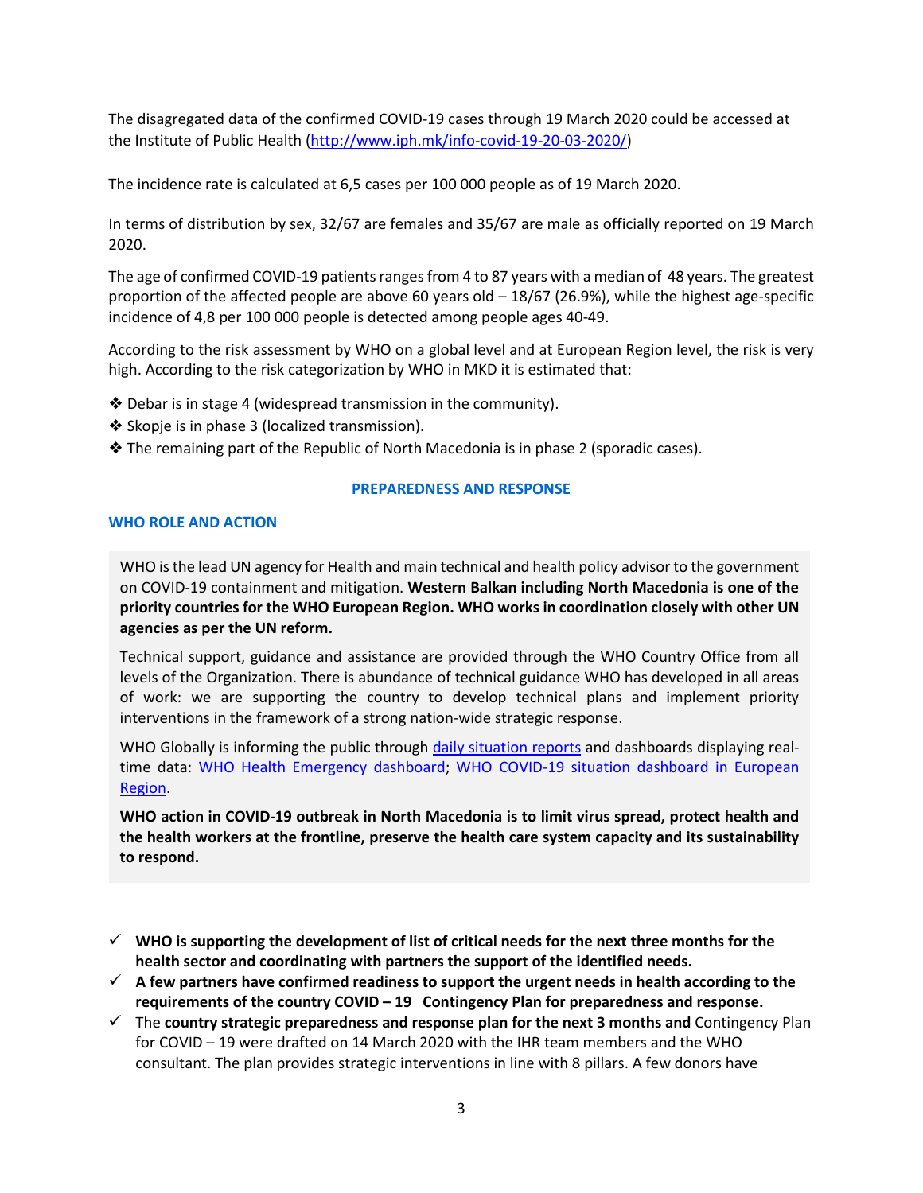The disagregated data of the confirmed COVID-19 cases through 19 March 2020 could be accessed at the Institute of Public Health (http://www.iph.mk/info-covid-19-20-03-2020/)

The incidence rate is calculated at 6,5 cases per 100 000 people as of 19 March 2020.

In terms of distribution by sex, 32/67 are females and 35/67 are male as officially reported on 19 March 2020.

The age of confirmed COVID-19 patients ranges from 4 to 87 years with a median of 48 years. The greatest proportion of the affected people are above 60 years old – 18/67 (26.9%), while the highest age-specific incidence of 4,8 per 100 000 people is detected among people ages 40-49.

According to the risk assessment by WHO on a global level and at European Region level, the risk is very high. According to the risk categorization by WHO in MKD it is estimated that:

- ❖ Debar is in stage 4 (widespread transmission in the community).
- ❖ Skopje is in phase 3 (localized transmission).
- ❖ The remaining part of the Republic of North Macedonia is in phase 2 (sporadic cases).

## PREPAREDNESS AND RESPONSE

### WHO ROLE AND ACTION

WHO is the lead UN agency for Health and main technical and health policy advisor to the government on COVID-19 containment and mitigation. **Western Balkan including North Macedonia is one of the priority countries for the WHO European Region. WHO works in coordination closely with other UN agencies as per the UN reform.**

Technical support, guidance and assistance are provided through the WHO Country Office from all levels of the Organization. There is abundance of technical guidance WHO has developed in all areas of work: we are supporting the country to develop technical plans and implement priority interventions in the framework of a strong nation-wide strategic response.

WHO Globally is informing the public through daily situation reports and dashboards displaying real-time data: WHO Health Emergency dashboard; WHO COVID-19 situation dashboard in European Region.

**WHO action in COVID-19 outbreak in North Macedonia is to limit virus spread, protect health and the health workers at the frontline, preserve the health care system capacity and its sustainability to respond.**

- ✓ **WHO is supporting the development of list of critical needs for the next three months for the health sector and coordinating with partners the support of the identified needs.**
- ✓ **A few partners have confirmed readiness to support the urgent needs in health according to the requirements of the country COVID – 19 Contingency Plan for preparedness and response.**
- ✓ The **country strategic preparedness and response plan for the next 3 months and** Contingency Plan for COVID – 19 were drafted on 14 March 2020 with the IHR team members and the WHO consultant. The plan provides strategic interventions in line with 8 pillars. A few donors have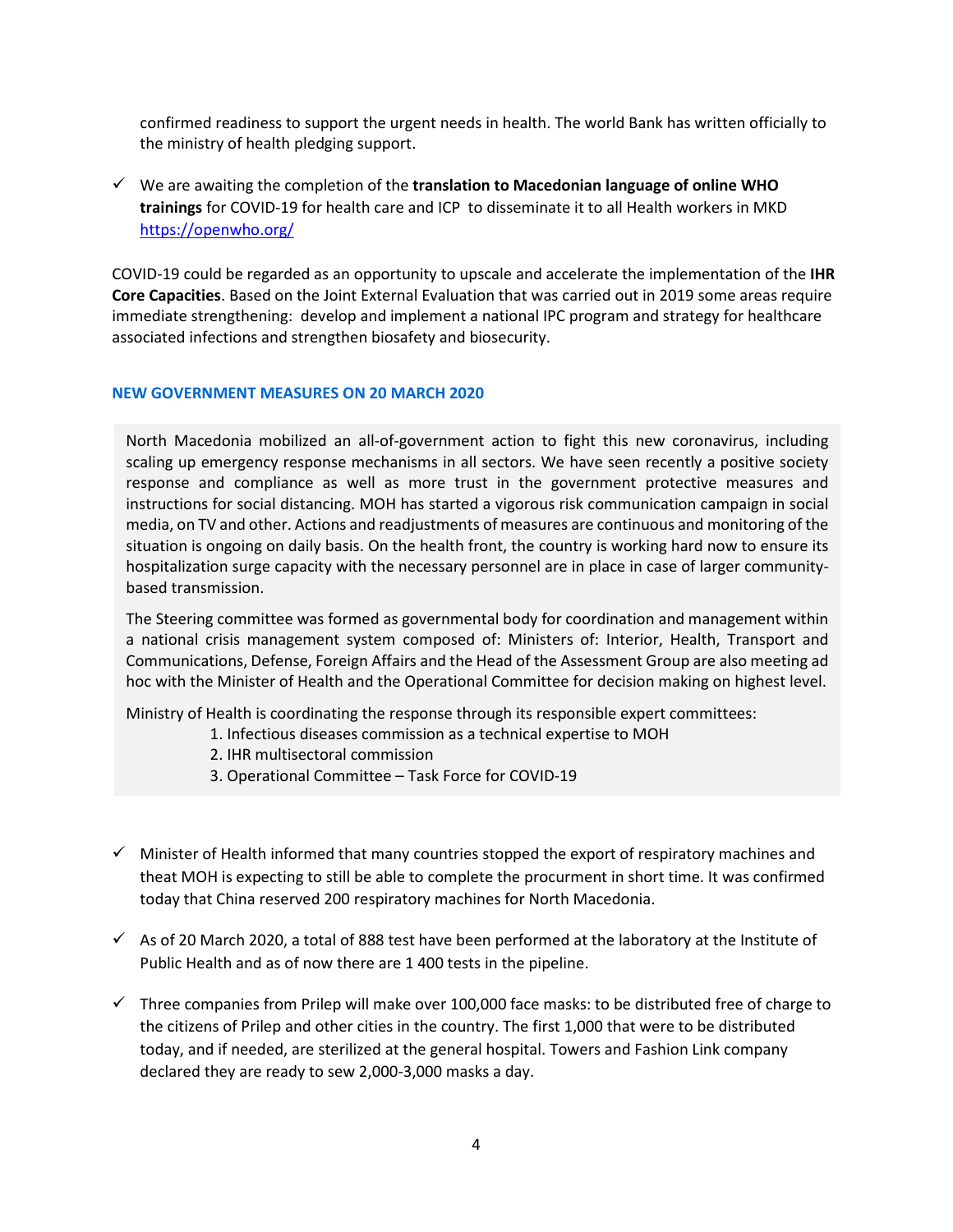confirmed readiness to support the urgent needs in health. The world Bank has written officially to the ministry of health pledging support.

- ✓ We are awaiting the completion of the **translation to Macedonian language of online WHO trainings** for COVID-19 for health care and ICP to disseminate it to all Health workers in MKD https://openwho.org/

COVID-19 could be regarded as an opportunity to upscale and accelerate the implementation of the **IHR Core Capacities**. Based on the Joint External Evaluation that was carried out in 2019 some areas require immediate strengthening: develop and implement a national IPC program and strategy for healthcare associated infections and strengthen biosafety and biosecurity.

## NEW GOVERNMENT MEASURES ON 20 MARCH 2020

North Macedonia mobilized an all-of-government action to fight this new coronavirus, including scaling up emergency response mechanisms in all sectors. We have seen recently a positive society response and compliance as well as more trust in the government protective measures and instructions for social distancing. MOH has started a vigorous risk communication campaign in social media, on TV and other. Actions and readjustments of measures are continuous and monitoring of the situation is ongoing on daily basis. On the health front, the country is working hard now to ensure its hospitalization surge capacity with the necessary personnel are in place in case of larger community-based transmission.

The Steering committee was formed as governmental body for coordination and management within a national crisis management system composed of: Ministers of: Interior, Health, Transport and Communications, Defense, Foreign Affairs and the Head of the Assessment Group are also meeting ad hoc with the Minister of Health and the Operational Committee for decision making on highest level.

Ministry of Health is coordinating the response through its responsible expert committees:

1. Infectious diseases commission as a technical expertise to MOH
2. IHR multisectoral commission
3. Operational Committee – Task Force for COVID-19

- ✓ Minister of Health informed that many countries stopped the export of respiratory machines and theat MOH is expecting to still be able to complete the procurment in short time. It was confirmed today that China reserved 200 respiratory machines for North Macedonia.

- ✓ As of 20 March 2020, a total of 888 test have been performed at the laboratory at the Institute of Public Health and as of now there are 1 400 tests in the pipeline.

- ✓ Three companies from Prilep will make over 100,000 face masks: to be distributed free of charge to the citizens of Prilep and other cities in the country. The first 1,000 that were to be distributed today, and if needed, are sterilized at the general hospital. Towers and Fashion Link company declared they are ready to sew 2,000-3,000 masks a day.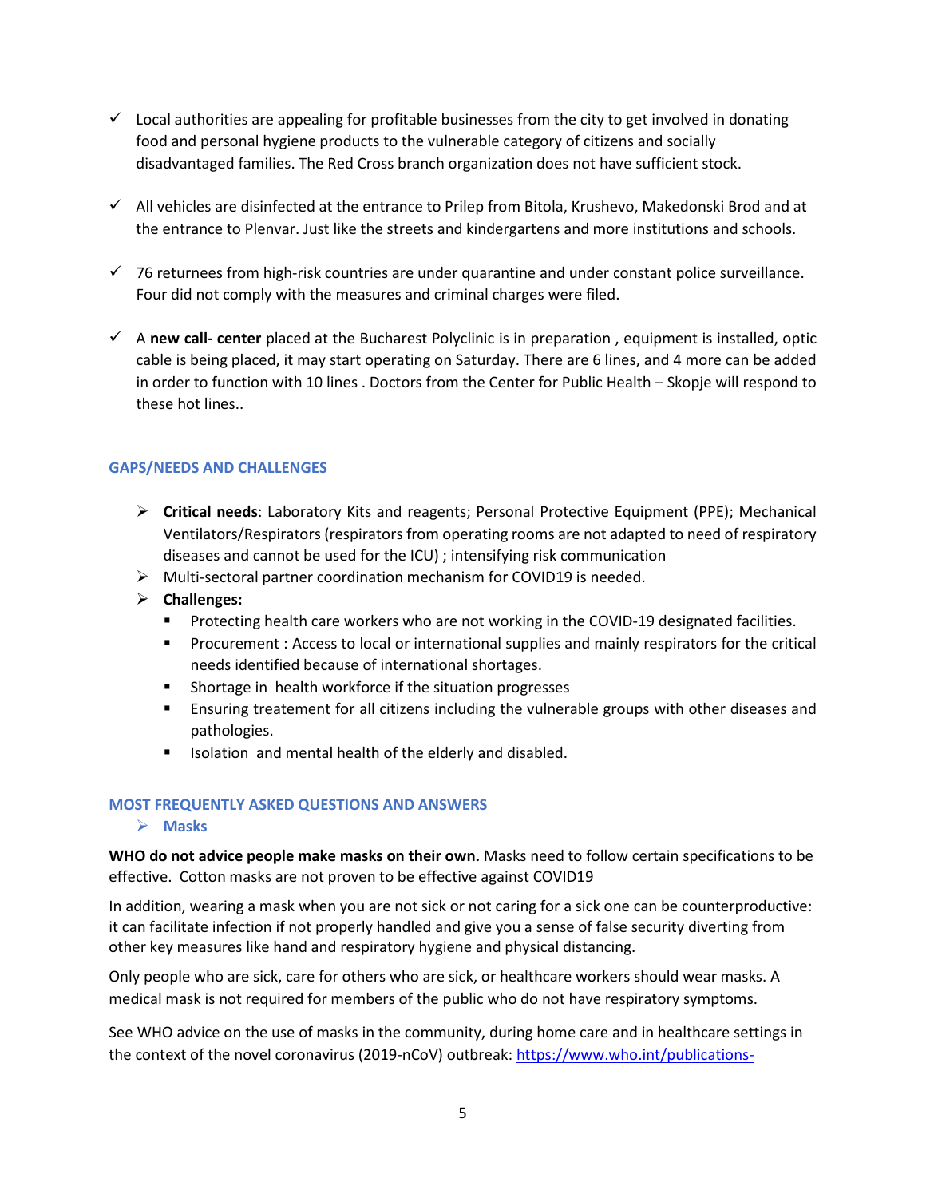- ✓ Local authorities are appealing for profitable businesses from the city to get involved in donating food and personal hygiene products to the vulnerable category of citizens and socially disadvantaged families. The Red Cross branch organization does not have sufficient stock.

- ✓ All vehicles are disinfected at the entrance to Prilep from Bitola, Krushevo, Makedonski Brod and at the entrance to Plenvar. Just like the streets and kindergartens and more institutions and schools.

- ✓ 76 returnees from high-risk countries are under quarantine and under constant police surveillance. Four did not comply with the measures and criminal charges were filed.

- ✓ A **new call- center** placed at the Bucharest Polyclinic is in preparation , equipment is installed, optic cable is being placed, it may start operating on Saturday. There are 6 lines, and 4 more can be added in order to function with 10 lines . Doctors from the Center for Public Health – Skopje will respond to these hot lines..

## GAPS/NEEDS AND CHALLENGES

- **Critical needs**: Laboratory Kits and reagents; Personal Protective Equipment (PPE); Mechanical Ventilators/Respirators (respirators from operating rooms are not adapted to need of respiratory diseases and cannot be used for the ICU) ; intensifying risk communication
- Multi-sectoral partner coordination mechanism for COVID19 is needed.
- **Challenges:**
  - Protecting health care workers who are not working in the COVID-19 designated facilities.
  - Procurement : Access to local or international supplies and mainly respirators for the critical needs identified because of international shortages.
  - Shortage in health workforce if the situation progresses
  - Ensuring treatement for all citizens including the vulnerable groups with other diseases and pathologies.
  - Isolation and mental health of the elderly and disabled.

## MOST FREQUENTLY ASKED QUESTIONS AND ANSWERS

- **Masks**

**WHO do not advice people make masks on their own.** Masks need to follow certain specifications to be effective. Cotton masks are not proven to be effective against COVID19

In addition, wearing a mask when you are not sick or not caring for a sick one can be counterproductive: it can facilitate infection if not properly handled and give you a sense of false security diverting from other key measures like hand and respiratory hygiene and physical distancing.

Only people who are sick, care for others who are sick, or healthcare workers should wear masks. A medical mask is not required for members of the public who do not have respiratory symptoms.

See WHO advice on the use of masks in the community, during home care and in healthcare settings in the context of the novel coronavirus (2019-nCoV) outbreak: https://www.who.int/publications-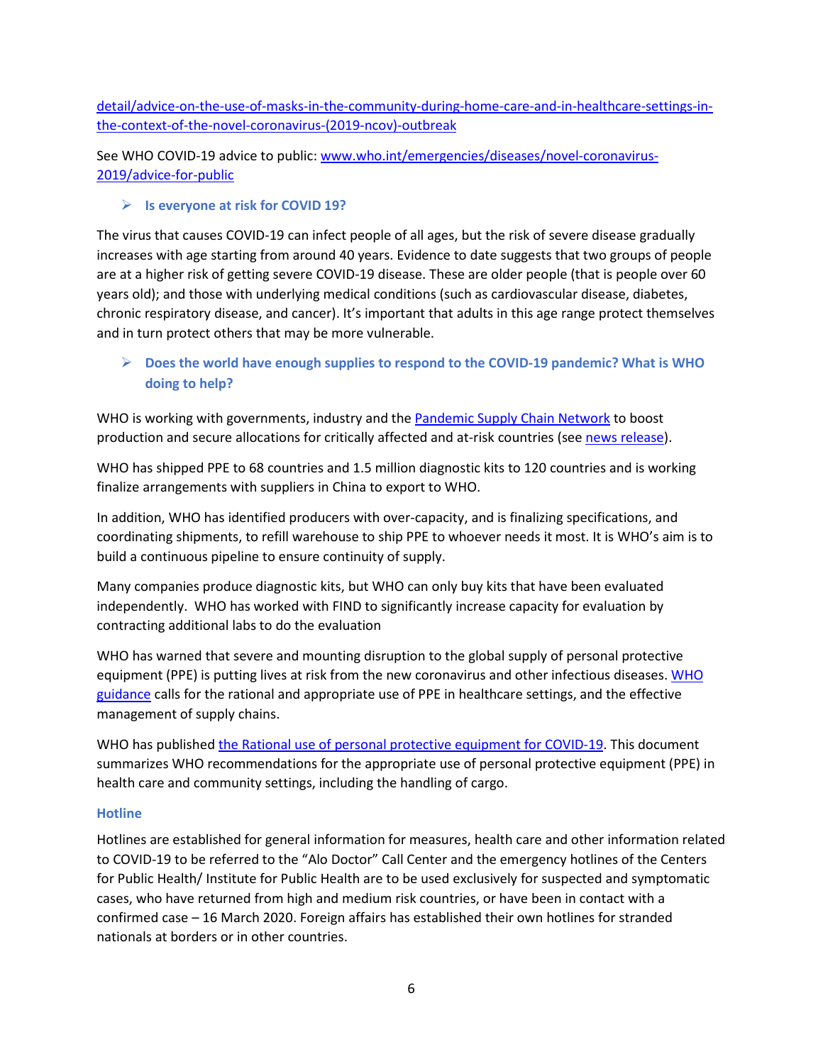detail/advice-on-the-use-of-masks-in-the-community-during-home-care-and-in-healthcare-settings-in-the-context-of-the-novel-coronavirus-(2019-ncov)-outbreak

See WHO COVID-19 advice to public: www.who.int/emergencies/diseases/novel-coronavirus-2019/advice-for-public

- **Is everyone at risk for COVID 19?**

The virus that causes COVID-19 can infect people of all ages, but the risk of severe disease gradually increases with age starting from around 40 years. Evidence to date suggests that two groups of people are at a higher risk of getting severe COVID-19 disease. These are older people (that is people over 60 years old); and those with underlying medical conditions (such as cardiovascular disease, diabetes, chronic respiratory disease, and cancer). It's important that adults in this age range protect themselves and in turn protect others that may be more vulnerable.

- **Does the world have enough supplies to respond to the COVID-19 pandemic? What is WHO doing to help?**

WHO is working with governments, industry and the Pandemic Supply Chain Network to boost production and secure allocations for critically affected and at-risk countries (see news release).

WHO has shipped PPE to 68 countries and 1.5 million diagnostic kits to 120 countries and is working finalize arrangements with suppliers in China to export to WHO.

In addition, WHO has identified producers with over-capacity, and is finalizing specifications, and coordinating shipments, to refill warehouse to ship PPE to whoever needs it most. It is WHO's aim is to build a continuous pipeline to ensure continuity of supply.

Many companies produce diagnostic kits, but WHO can only buy kits that have been evaluated independently. WHO has worked with FIND to significantly increase capacity for evaluation by contracting additional labs to do the evaluation

WHO has warned that severe and mounting disruption to the global supply of personal protective equipment (PPE) is putting lives at risk from the new coronavirus and other infectious diseases. WHO guidance calls for the rational and appropriate use of PPE in healthcare settings, and the effective management of supply chains.

WHO has published the Rational use of personal protective equipment for COVID-19. This document summarizes WHO recommendations for the appropriate use of personal protective equipment (PPE) in health care and community settings, including the handling of cargo.

### Hotline

Hotlines are established for general information for measures, health care and other information related to COVID-19 to be referred to the "Alo Doctor" Call Center and the emergency hotlines of the Centers for Public Health/ Institute for Public Health are to be used exclusively for suspected and symptomatic cases, who have returned from high and medium risk countries, or have been in contact with a confirmed case – 16 March 2020. Foreign affairs has established their own hotlines for stranded nationals at borders or in other countries.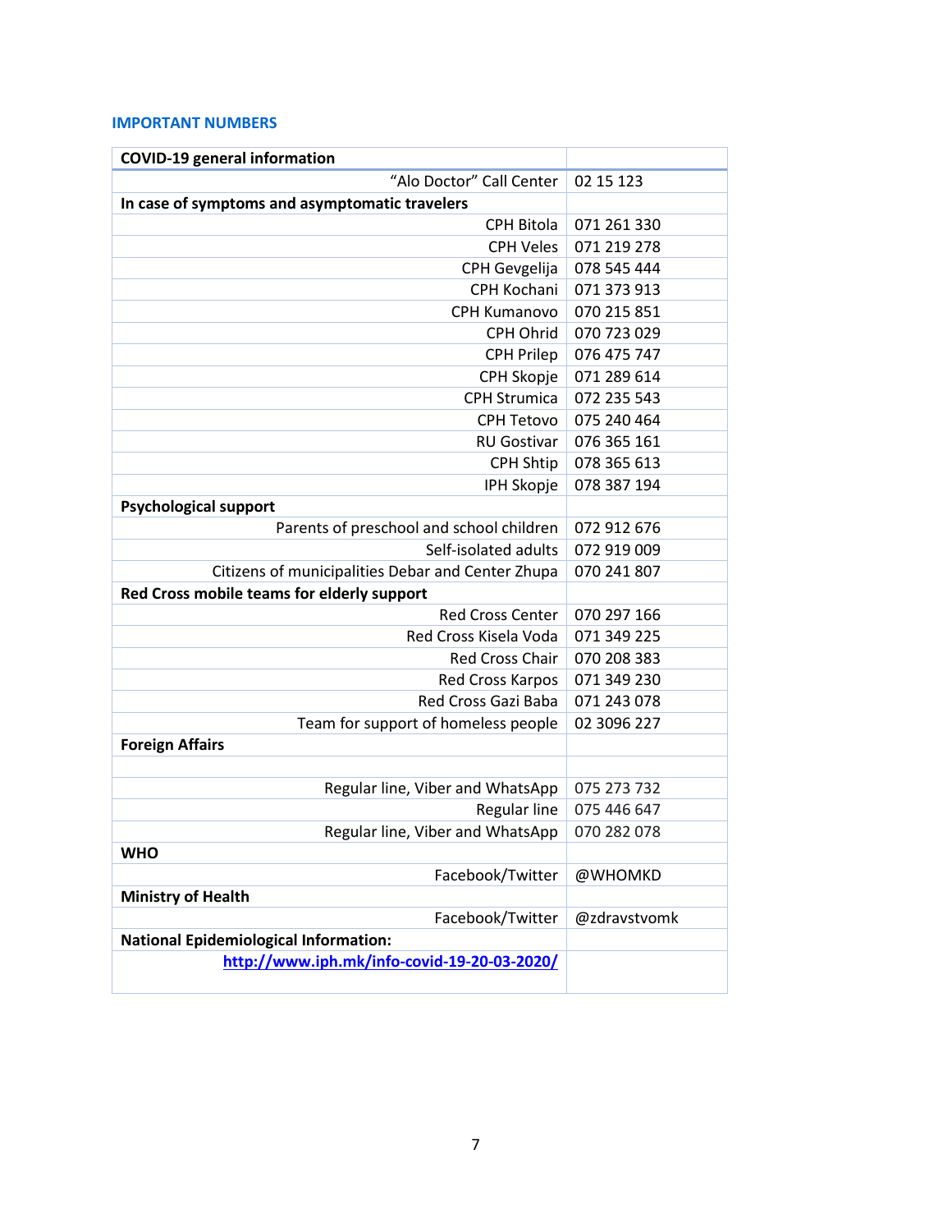## IMPORTANT NUMBERS

| | |
|---|---|
| **COVID-19 general information** | |
| "Alo Doctor" Call Center | 02 15 123 |
| **In case of symptoms and asymptomatic travelers** | |
| CPH Bitola | 071 261 330 |
| CPH Veles | 071 219 278 |
| CPH Gevgelija | 078 545 444 |
| CPH Kochani | 071 373 913 |
| CPH Kumanovo | 070 215 851 |
| CPH Ohrid | 070 723 029 |
| CPH Prilep | 076 475 747 |
| CPH Skopje | 071 289 614 |
| CPH Strumica | 072 235 543 |
| CPH Tetovo | 075 240 464 |
| RU Gostivar | 076 365 161 |
| CPH Shtip | 078 365 613 |
| IPH Skopje | 078 387 194 |
| **Psychological support** | |
| Parents of preschool and school children | 072 912 676 |
| Self-isolated adults | 072 919 009 |
| Citizens of municipalities Debar and Center Zhupa | 070 241 807 |
| **Red Cross mobile teams for elderly support** | |
| Red Cross Center | 070 297 166 |
| Red Cross Kisela Voda | 071 349 225 |
| Red Cross Chair | 070 208 383 |
| Red Cross Karpos | 071 349 230 |
| Red Cross Gazi Baba | 071 243 078 |
| Team for support of homeless people | 02 3096 227 |
| **Foreign Affairs** | |
| | |
| Regular line, Viber and WhatsApp | 075 273 732 |
| Regular line | 075 446 647 |
| Regular line, Viber and WhatsApp | 070 282 078 |
| **WHO** | |
| Facebook/Twitter | @WHOMKD |
| **Ministry of Health** | |
| Facebook/Twitter | @zdravstvomk |
| **National Epidemiological Information:** | |
| **http://www.iph.mk/info-covid-19-20-03-2020/** | |